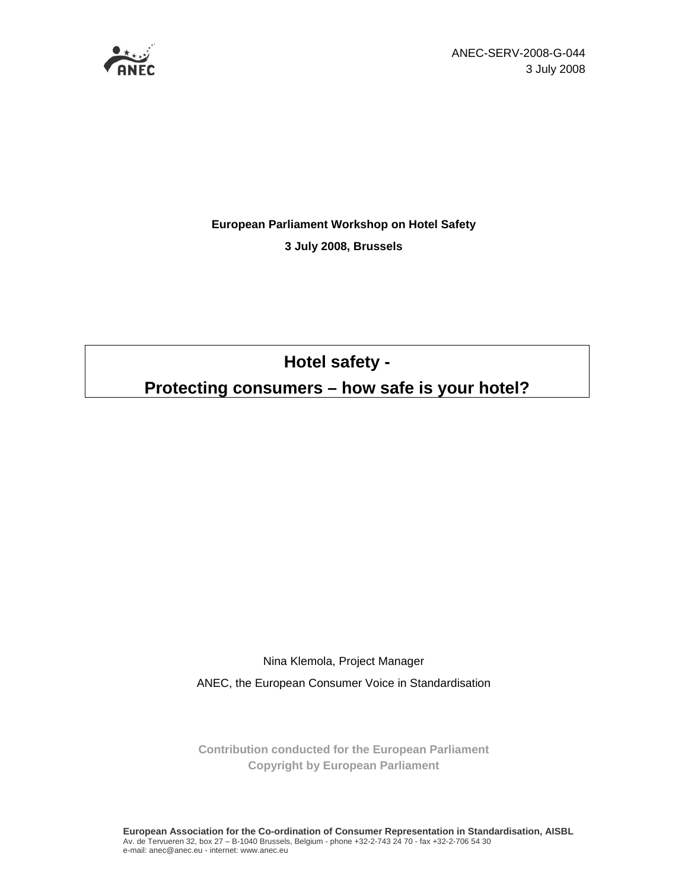ANEC-SERV-2008-G-044
3 July 2008

**European Parliament Workshop on Hotel Safety**

**3 July 2008, Brussels**

# Hotel safety - Protecting consumers – how safe is your hotel?

Nina Klemola, Project Manager

ANEC, the European Consumer Voice in Standardisation

**Contribution conducted for the European Parliament**
**Copyright by European Parliament**

**European Association for the Co-ordination of Consumer Representation in Standardisation, AISBL**
Av. de Tervueren 32, box 27 – B-1040 Brussels, Belgium - phone +32-2-743 24 70 - fax +32-2-706 54 30
e-mail: anec@anec.eu - internet: www.anec.eu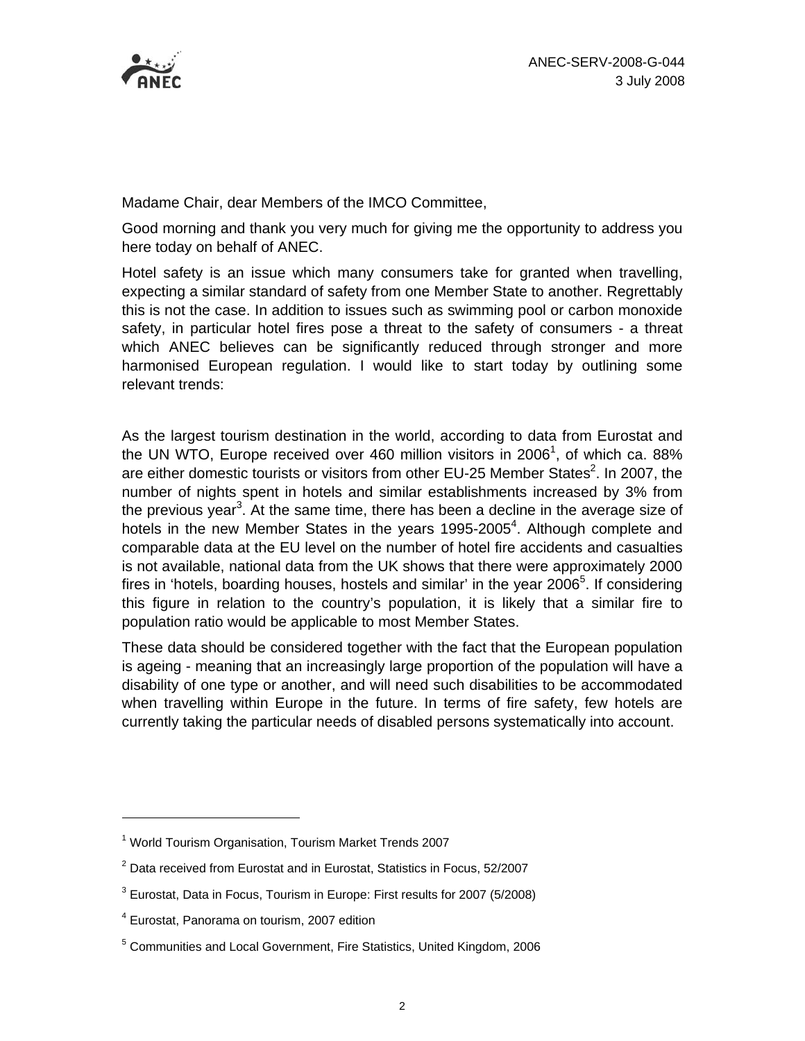Madame Chair, dear Members of the IMCO Committee,

Good morning and thank you very much for giving me the opportunity to address you here today on behalf of ANEC.

Hotel safety is an issue which many consumers take for granted when travelling, expecting a similar standard of safety from one Member State to another. Regrettably this is not the case. In addition to issues such as swimming pool or carbon monoxide safety, in particular hotel fires pose a threat to the safety of consumers - a threat which ANEC believes can be significantly reduced through stronger and more harmonised European regulation. I would like to start today by outlining some relevant trends:

As the largest tourism destination in the world, according to data from Eurostat and the UN WTO, Europe received over 460 million visitors in 2006[1], of which ca. 88% are either domestic tourists or visitors from other EU-25 Member States[2]. In 2007, the number of nights spent in hotels and similar establishments increased by 3% from the previous year[3]. At the same time, there has been a decline in the average size of hotels in the new Member States in the years 1995-2005[4]. Although complete and comparable data at the EU level on the number of hotel fire accidents and casualties is not available, national data from the UK shows that there were approximately 2000 fires in 'hotels, boarding houses, hostels and similar' in the year 2006[5]. If considering this figure in relation to the country's population, it is likely that a similar fire to population ratio would be applicable to most Member States.

These data should be considered together with the fact that the European population is ageing - meaning that an increasingly large proportion of the population will have a disability of one type or another, and will need such disabilities to be accommodated when travelling within Europe in the future. In terms of fire safety, few hotels are currently taking the particular needs of disabled persons systematically into account.

---

[1] World Tourism Organisation, Tourism Market Trends 2007

[2] Data received from Eurostat and in Eurostat, Statistics in Focus, 52/2007

[3] Eurostat, Data in Focus, Tourism in Europe: First results for 2007 (5/2008)

[4] Eurostat, Panorama on tourism, 2007 edition

[5] Communities and Local Government, Fire Statistics, United Kingdom, 2006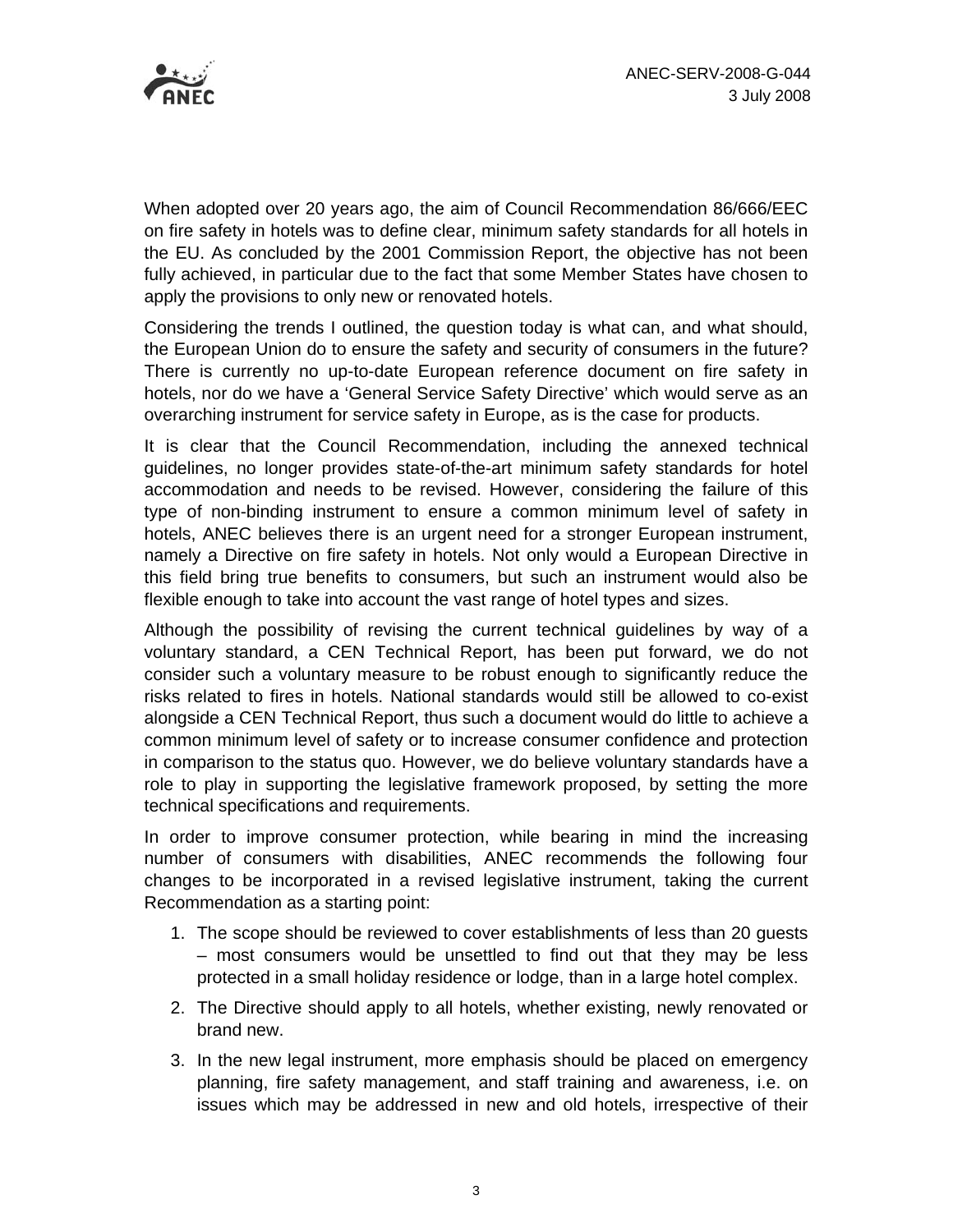When adopted over 20 years ago, the aim of Council Recommendation 86/666/EEC on fire safety in hotels was to define clear, minimum safety standards for all hotels in the EU. As concluded by the 2001 Commission Report, the objective has not been fully achieved, in particular due to the fact that some Member States have chosen to apply the provisions to only new or renovated hotels.

Considering the trends I outlined, the question today is what can, and what should, the European Union do to ensure the safety and security of consumers in the future? There is currently no up-to-date European reference document on fire safety in hotels, nor do we have a 'General Service Safety Directive' which would serve as an overarching instrument for service safety in Europe, as is the case for products.

It is clear that the Council Recommendation, including the annexed technical guidelines, no longer provides state-of-the-art minimum safety standards for hotel accommodation and needs to be revised. However, considering the failure of this type of non-binding instrument to ensure a common minimum level of safety in hotels, ANEC believes there is an urgent need for a stronger European instrument, namely a Directive on fire safety in hotels. Not only would a European Directive in this field bring true benefits to consumers, but such an instrument would also be flexible enough to take into account the vast range of hotel types and sizes.

Although the possibility of revising the current technical guidelines by way of a voluntary standard, a CEN Technical Report, has been put forward, we do not consider such a voluntary measure to be robust enough to significantly reduce the risks related to fires in hotels. National standards would still be allowed to co-exist alongside a CEN Technical Report, thus such a document would do little to achieve a common minimum level of safety or to increase consumer confidence and protection in comparison to the status quo. However, we do believe voluntary standards have a role to play in supporting the legislative framework proposed, by setting the more technical specifications and requirements.

In order to improve consumer protection, while bearing in mind the increasing number of consumers with disabilities, ANEC recommends the following four changes to be incorporated in a revised legislative instrument, taking the current Recommendation as a starting point:

1. The scope should be reviewed to cover establishments of less than 20 guests – most consumers would be unsettled to find out that they may be less protected in a small holiday residence or lodge, than in a large hotel complex.
2. The Directive should apply to all hotels, whether existing, newly renovated or brand new.
3. In the new legal instrument, more emphasis should be placed on emergency planning, fire safety management, and staff training and awareness, i.e. on issues which may be addressed in new and old hotels, irrespective of their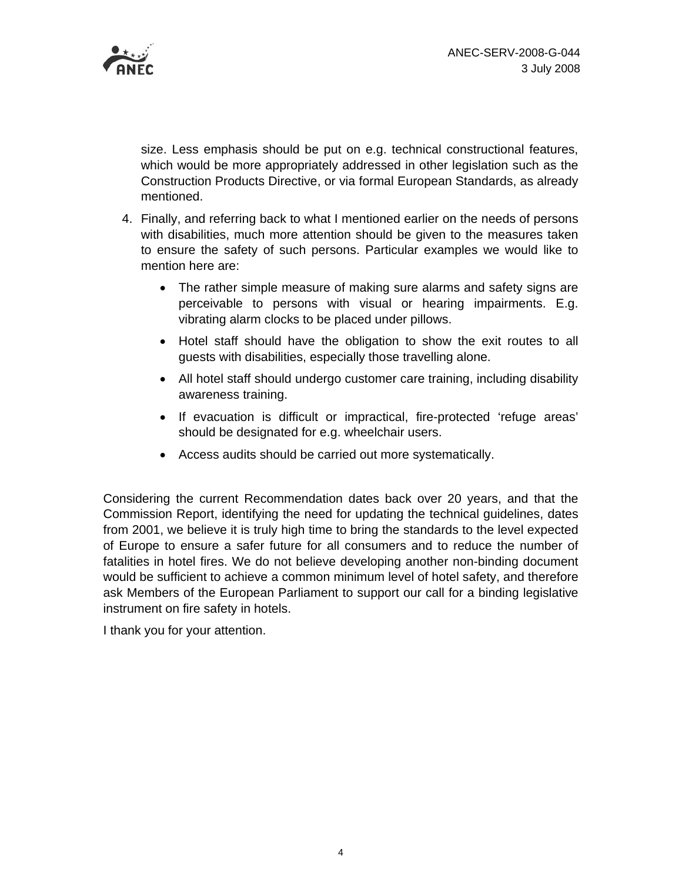size. Less emphasis should be put on e.g. technical constructional features, which would be more appropriately addressed in other legislation such as the Construction Products Directive, or via formal European Standards, as already mentioned.

4. Finally, and referring back to what I mentioned earlier on the needs of persons with disabilities, much more attention should be given to the measures taken to ensure the safety of such persons. Particular examples we would like to mention here are:

   - The rather simple measure of making sure alarms and safety signs are perceivable to persons with visual or hearing impairments. E.g. vibrating alarm clocks to be placed under pillows.
   - Hotel staff should have the obligation to show the exit routes to all guests with disabilities, especially those travelling alone.
   - All hotel staff should undergo customer care training, including disability awareness training.
   - If evacuation is difficult or impractical, fire-protected 'refuge areas' should be designated for e.g. wheelchair users.
   - Access audits should be carried out more systematically.

Considering the current Recommendation dates back over 20 years, and that the Commission Report, identifying the need for updating the technical guidelines, dates from 2001, we believe it is truly high time to bring the standards to the level expected of Europe to ensure a safer future for all consumers and to reduce the number of fatalities in hotel fires. We do not believe developing another non-binding document would be sufficient to achieve a common minimum level of hotel safety, and therefore ask Members of the European Parliament to support our call for a binding legislative instrument on fire safety in hotels.

I thank you for your attention.